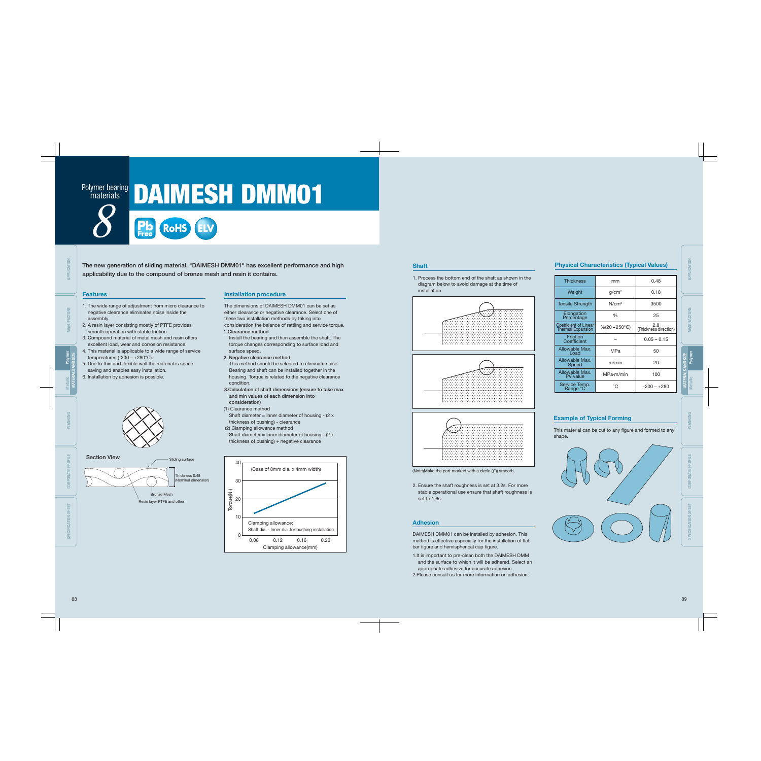Polymer bearing materials 8

# DAIMESH DMM01

Pb Free RoHS ELV

**The new generation of sliding material, "DAIMESH DMM01" has excellent performance and high applicability due to the compound of bronze mesh and resin it contains.**

## Features

1. The wide range of adjustment from micro clearance to negative clearance eliminates noise inside the assembly.
2. A resin layer consisting mostly of PTFE provides smooth operation with stable friction.
3. Compound material of metal mesh and resin offers excellent load, wear and corrosion resistance.
4. This material is applicable to a wide range of service temperatures (-200 – +280°C).
5. Due to thin and flexible wall the material is space saving and enables easy installation.
6. Installation by adhesion is possible.

Section View

Sliding surface

Thickness 0.48 (Nominal dimension)

Bronze Mesh

Resin layer PTFE and other

## Installation procedure

The dimensions of DAIMESH DMM01 can be set as either clearance or negative clearance. Select one of these two installation methods by taking into consideration the balance of rattling and service torque.

**1.Clearance method**

Install the bearing and then assemble the shaft. The torque changes corresponding to surface load and surface speed.

**2. Negative clearance method**

This method should be selected to eliminate noise. Bearing and shaft can be installed together in the housing. Torque is related to the negative clearance condition.

**3.Calculation of shaft dimensions (ensure to take max and min values of each dimension into consideration)**

(1) Clearance method

Shaft diameter = Inner diameter of housing - (2 x thickness of bushing) - clearance

(2) Clamping allowance method

Shaft diameter = Inner diameter of housing - (2 x thickness of bushing) + negative clearance

(Case of 8mm dia. x 4mm width)

Torque(N·) vs. Clamping allowance(mm)

Clamping allowance: Shaft dia. - Inner dia. for bushing installation

## Shaft

1. Process the bottom end of the shaft as shown in the diagram below to avoid damage at the time of installation.

(Note)Make the part marked with a circle (◯) smooth.

2. Ensure the shaft roughness is set at 3.2s. For more stable operational use ensure that shaft roughness is set to 1.6s.

## Adhesion

DAIMESH DMM01 can be installed by adhesion. This method is effective especially for the installation of flat bar figure and hemispherical cup figure.

1.It is important to pre-clean both the DAIMESH DMM and the surface to which it will be adhered. Select an appropriate adhesive for accurate adhesion.

2.Please consult us for more information on adhesion.

## Physical Characteristics (Typical Values)

| | | |
|---|---|---|
| Thickness | mm | 0.48 |
| Weight | g/cm² | 0.18 |
| Tensile Strength | N/cm² | 3500 |
| Elongation Percentage | % | 25 |
| Coefficient of Linear Thermal Expansion | %(20→250°C) | 2.8 (Thickness direction) |
| Friction Coefficient | – | 0.05 – 0.15 |
| Allowable Max. Load | MPa | 50 |
| Allowable Max. Speed | m/min | 20 |
| Allowable Max. PV value | MPa·m/min | 100 |
| Service Temp. Range °C | °C | -200 – +280 |

## Example of Typical Forming

This material can be cut to any figure and formed to any shape.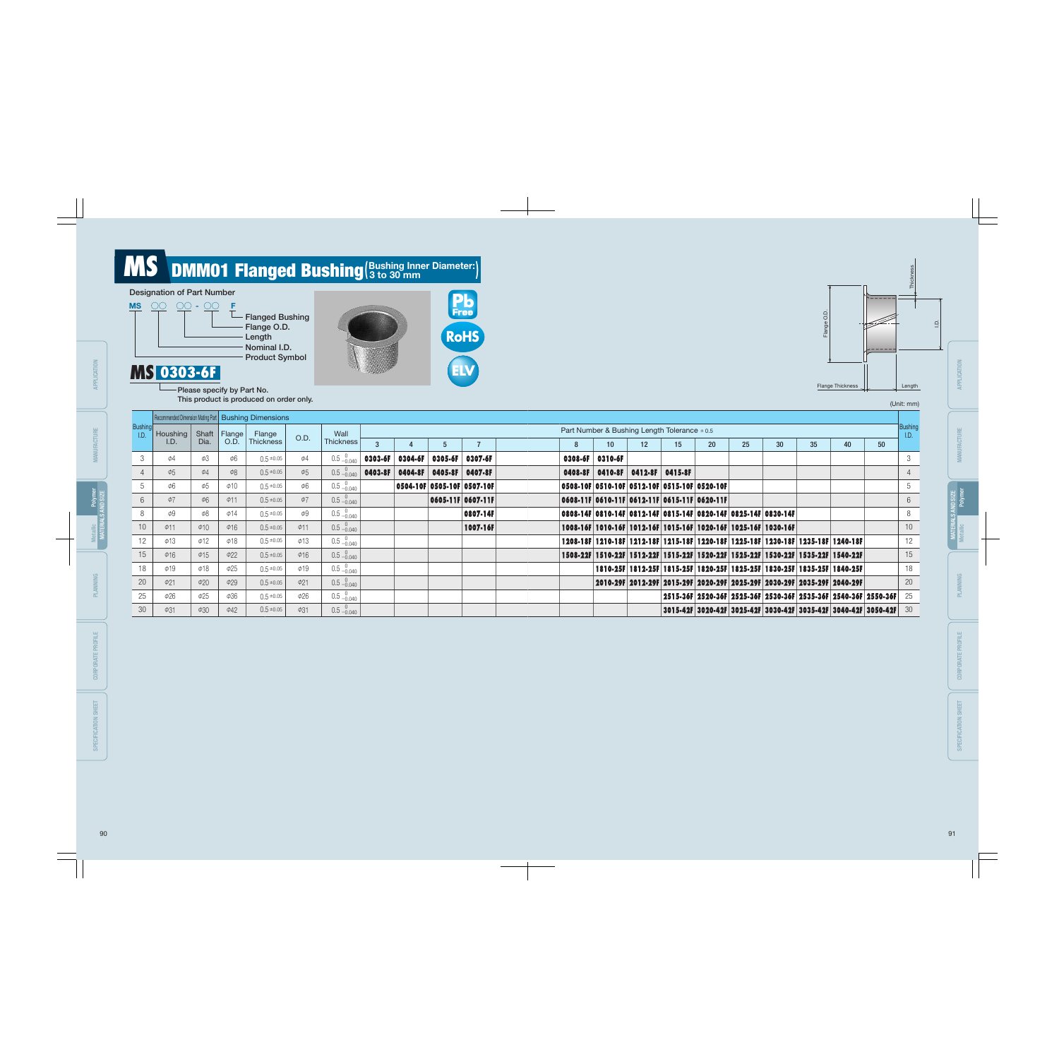# MS DMM01 Flanged Bushing (Bushing Inner Diameter: 3 to 30 mm)

**Designation of Part Number**

MS ○○ ○○ - ○○ F

- F — Flanged Bushing
- Flange O.D.
- Length
- Nominal I.D.
- MS — Product Symbol

**MS 0303-6F**

Please specify by Part No.
This product is produced on order only.

Pb Free
RoHS
ELV

Flange O.D. / Thickness / I.D. / Flange Thickness / Length

(Unit: mm)

| Bushing I.D. | Recommended Dimension Mating Part: Houshing I.D. | Shaft Dia. | Bushing Dimensions: Flange O.D. | Flange Thickness | O.D. | Wall Thickness | Part Number & Bushing Length Tolerance ± 0.5: 3 | 4 | 5 | 7 | 8 | 10 | 12 | 15 | 20 | 25 | 30 | 35 | 40 | 50 | Bushing I.D. |
|---|---|---|---|---|---|---|---|---|---|---|---|---|---|---|---|---|---|---|---|---|---|
| 3 | φ4 | φ3 | φ6 | $0.5^{\pm0.05}$ | φ4 | $0.5^{\ 0}_{-0.040}$ | 0303-6F | 0304-6F | 0305-6F | 0307-6F | 0308-6F | 0310-6F | | | | | | | | | 3 |
| 4 | φ5 | φ4 | φ8 | $0.5^{\pm0.05}$ | φ5 | $0.5^{\ 0}_{-0.040}$ | 0403-8F | 0404-8F | 0405-8F | 0407-8F | 0408-8F | 0410-8F | 0412-8F | 0415-8F | | | | | | | 4 |
| 5 | φ6 | φ5 | φ10 | $0.5^{\pm0.05}$ | φ6 | $0.5^{\ 0}_{-0.040}$ | | 0504-10F | 0505-10F | 0507-10F | 0508-10F | 0510-10F | 0512-10F | 0515-10F | 0520-10F | | | | | | 5 |
| 6 | φ7 | φ6 | φ11 | $0.5^{\pm0.05}$ | φ7 | $0.5^{\ 0}_{-0.040}$ | | | 0605-11F | 0607-11F | 0608-11F | 0610-11F | 0612-11F | 0615-11F | 0620-11F | | | | | | 6 |
| 8 | φ9 | φ8 | φ14 | $0.5^{\pm0.05}$ | φ9 | $0.5^{\ 0}_{-0.040}$ | | | | 0807-14F | 0808-14F | 0810-14F | 0812-14F | 0815-14F | 0820-14F | 0825-14F | 0830-14F | | | | 8 |
| 10 | φ11 | φ10 | φ16 | $0.5^{\pm0.05}$ | φ11 | $0.5^{\ 0}_{-0.040}$ | | | | 1007-16F | 1008-16F | 1010-16F | 1012-16F | 1015-16F | 1020-16F | 1025-16F | 1030-16F | | | | 10 |
| 12 | φ13 | φ12 | φ18 | $0.5^{\pm0.05}$ | φ13 | $0.5^{\ 0}_{-0.040}$ | | | | | 1208-18F | 1210-18F | 1212-18F | 1215-18F | 1220-18F | 1225-18F | 1230-18F | 1235-18F | 1240-18F | | 12 |
| 15 | φ16 | φ15 | φ22 | $0.5^{\pm0.05}$ | φ16 | $0.5^{\ 0}_{-0.040}$ | | | | | 1508-22F | 1510-22F | 1512-22F | 1515-22F | 1520-22F | 1525-22F | 1530-22F | 1535-22F | 1540-22F | | 15 |
| 18 | φ19 | φ18 | φ25 | $0.5^{\pm0.05}$ | φ19 | $0.5^{\ 0}_{-0.040}$ | | | | | | 1810-25F | 1812-25F | 1815-25F | 1820-25F | 1825-25F | 1830-25F | 1835-25F | 1840-25F | | 18 |
| 20 | φ21 | φ20 | φ29 | $0.5^{\pm0.05}$ | φ21 | $0.5^{\ 0}_{-0.040}$ | | | | | | 2010-29F | 2012-29F | 2015-29F | 2020-29F | 2025-29F | 2030-29F | 2035-29F | 2040-29F | | 20 |
| 25 | φ26 | φ25 | φ36 | $0.5^{\pm0.05}$ | φ26 | $0.5^{\ 0}_{-0.040}$ | | | | | | | | 2515-36F | 2520-36F | 2525-36F | 2530-36F | 2535-36F | 2540-36F | 2550-36F | 25 |
| 30 | φ31 | φ30 | φ42 | $0.5^{\pm0.05}$ | φ31 | $0.5^{\ 0}_{-0.040}$ | | | | | | | | 3015-42F | 3020-42F | 3025-42F | 3030-42F | 3035-42F | 3040-42F | 3050-42F | 30 |